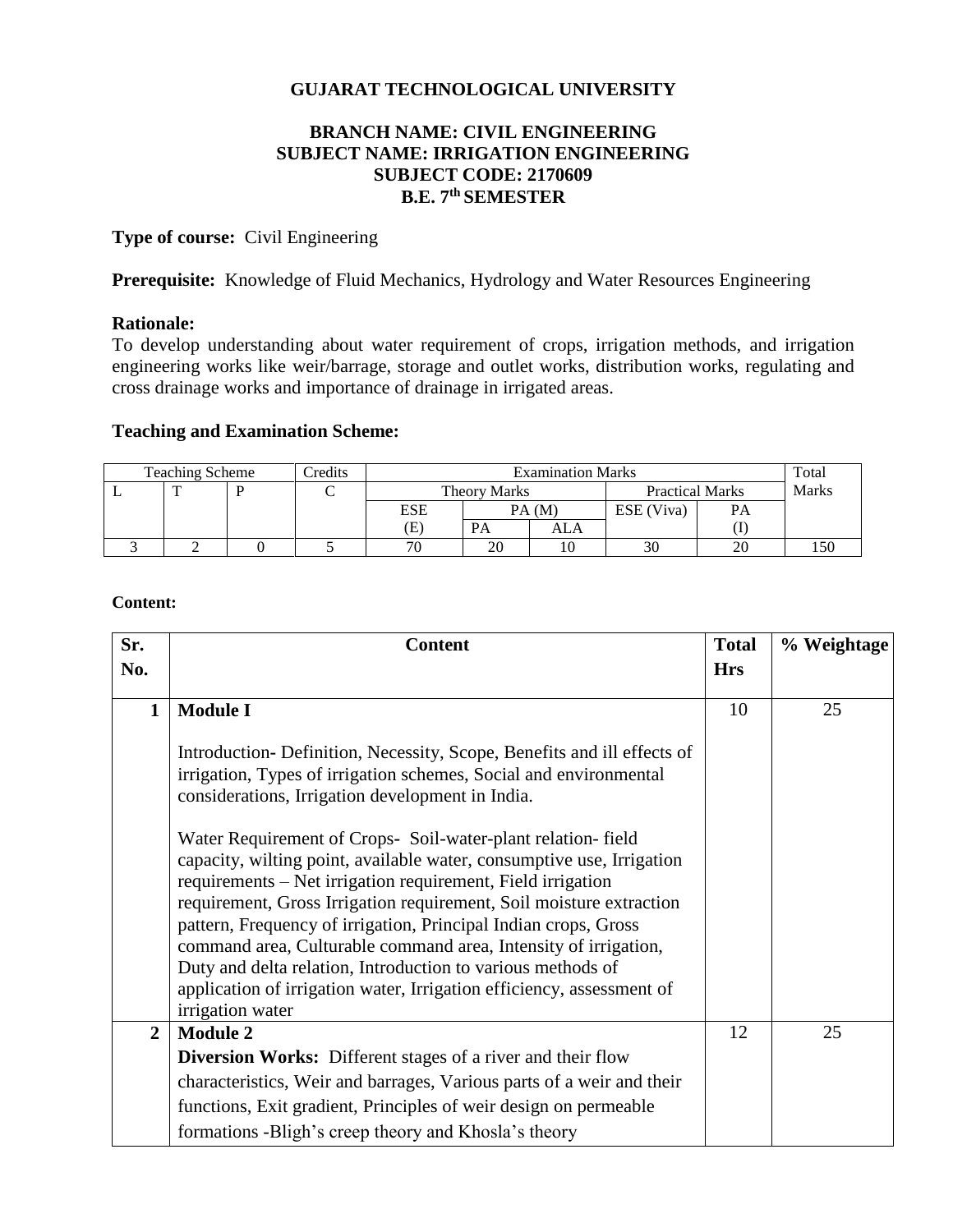# GUJARAT TECHNOLOGICAL UNIVERSITY

## BRANCH NAME: CIVIL ENGINEERING
## SUBJECT NAME: IRRIGATION ENGINEERING
## SUBJECT CODE: 2170609
## B.E. 7th SEMESTER

**Type of course:** Civil Engineering

**Prerequisite:** Knowledge of Fluid Mechanics, Hydrology and Water Resources Engineering

**Rationale:**
To develop understanding about water requirement of crops, irrigation methods, and irrigation engineering works like weir/barrage, storage and outlet works, distribution works, regulating and cross drainage works and importance of drainage in irrigated areas.

**Teaching and Examination Scheme:**

| Teaching Scheme | | | Credits | Examination Marks | | | | | Total Marks |
|---|---|---|---|---|---|---|---|---|---|
| L | T | P | C | Theory Marks | | | Practical Marks | | |
| | | | | ESE (E) | PA (M) | | ESE (Viva) | PA (I) | |
| | | | | | PA | ALA | | | |
| 3 | 2 | 0 | 5 | 70 | 20 | 10 | 30 | 20 | 150 |

**Content:**

| Sr. No. | Content | Total Hrs | % Weightage |
|---|---|---|---|
| 1 | **Module I**<br><br>Introduction- Definition, Necessity, Scope, Benefits and ill effects of irrigation, Types of irrigation schemes, Social and environmental considerations, Irrigation development in India.<br><br>Water Requirement of Crops- Soil-water-plant relation- field capacity, wilting point, available water, consumptive use, Irrigation requirements – Net irrigation requirement, Field irrigation requirement, Gross Irrigation requirement, Soil moisture extraction pattern, Frequency of irrigation, Principal Indian crops, Gross command area, Culturable command area, Intensity of irrigation, Duty and delta relation, Introduction to various methods of application of irrigation water, Irrigation efficiency, assessment of irrigation water | 10 | 25 |
| 2 | **Module 2**<br>**Diversion Works:** Different stages of a river and their flow characteristics, Weir and barrages, Various parts of a weir and their functions, Exit gradient, Principles of weir design on permeable formations -Bligh's creep theory and Khosla's theory | 12 | 25 |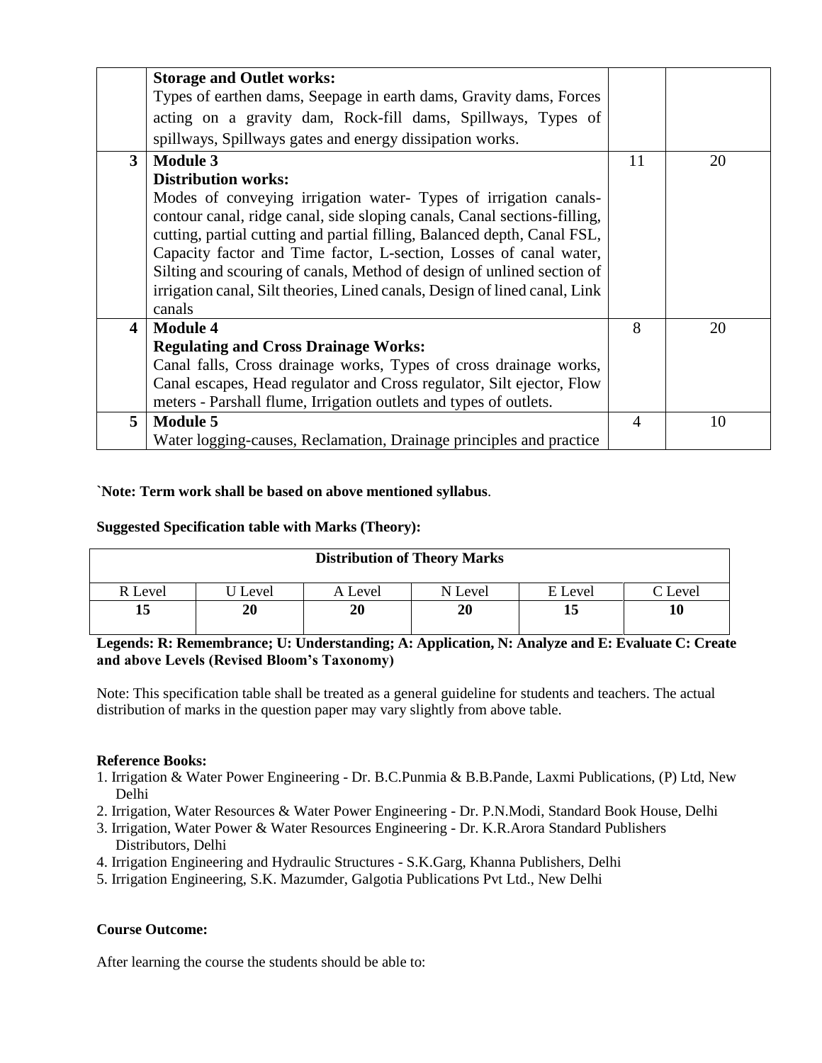|   | **Storage and Outlet works:**<br>Types of earthen dams, Seepage in earth dams, Gravity dams, Forces acting on a gravity dam, Rock-fill dams, Spillways, Types of spillways, Spillways gates and energy dissipation works. |   |   |
|---|---|---|---|
| **3** | **Module 3**<br>**Distribution works:**<br>Modes of conveying irrigation water- Types of irrigation canals- contour canal, ridge canal, side sloping canals, Canal sections-filling, cutting, partial cutting and partial filling, Balanced depth, Canal FSL, Capacity factor and Time factor, L-section, Losses of canal water, Silting and scouring of canals, Method of design of unlined section of irrigation canal, Silt theories, Lined canals, Design of lined canal, Link canals | 11 | 20 |
| **4** | **Module 4**<br>**Regulating and Cross Drainage Works:**<br>Canal falls, Cross drainage works, Types of cross drainage works, Canal escapes, Head regulator and Cross regulator, Silt ejector, Flow meters - Parshall flume, Irrigation outlets and types of outlets. | 8 | 20 |
| **5** | **Module 5**<br>Water logging-causes, Reclamation, Drainage principles and practice | 4 | 10 |

**`Note: Term work shall be based on above mentioned syllabus**.

**Suggested Specification table with Marks (Theory):**

| **Distribution of Theory Marks** | | | | | |
|---|---|---|---|---|---|
| R Level | U Level | A Level | N Level | E Level | C Level |
| **15** | **20** | **20** | **20** | **15** | **10** |

**Legends: R: Remembrance; U: Understanding; A: Application, N: Analyze and E: Evaluate C: Create and above Levels (Revised Bloom's Taxonomy)**

Note: This specification table shall be treated as a general guideline for students and teachers. The actual distribution of marks in the question paper may vary slightly from above table.

**Reference Books:**

1. Irrigation & Water Power Engineering - Dr. B.C.Punmia & B.B.Pande, Laxmi Publications, (P) Ltd, New Delhi
2. Irrigation, Water Resources & Water Power Engineering - Dr. P.N.Modi, Standard Book House, Delhi
3. Irrigation, Water Power & Water Resources Engineering - Dr. K.R.Arora Standard Publishers Distributors, Delhi
4. Irrigation Engineering and Hydraulic Structures - S.K.Garg, Khanna Publishers, Delhi
5. Irrigation Engineering, S.K. Mazumder, Galgotia Publications Pvt Ltd., New Delhi

**Course Outcome:**

After learning the course the students should be able to: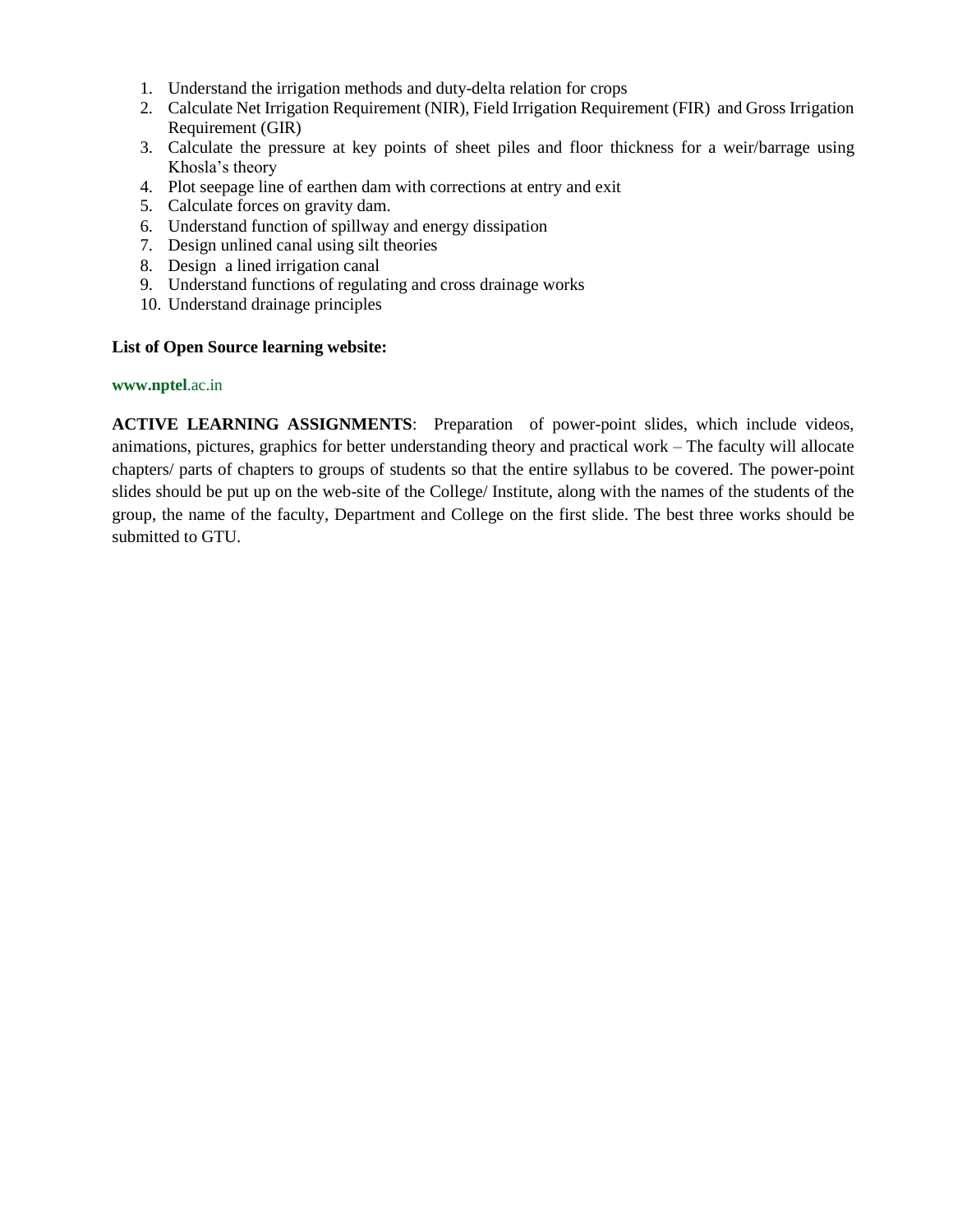1. Understand the irrigation methods and duty-delta relation for crops
2. Calculate Net Irrigation Requirement (NIR), Field Irrigation Requirement (FIR) and Gross Irrigation Requirement (GIR)
3. Calculate the pressure at key points of sheet piles and floor thickness for a weir/barrage using Khosla's theory
4. Plot seepage line of earthen dam with corrections at entry and exit
5. Calculate forces on gravity dam.
6. Understand function of spillway and energy dissipation
7. Design unlined canal using silt theories
8. Design a lined irrigation canal
9. Understand functions of regulating and cross drainage works
10. Understand drainage principles

**List of Open Source learning website:**

**www.nptel**.ac.in

**ACTIVE LEARNING ASSIGNMENTS**: Preparation of power-point slides, which include videos, animations, pictures, graphics for better understanding theory and practical work – The faculty will allocate chapters/ parts of chapters to groups of students so that the entire syllabus to be covered. The power-point slides should be put up on the web-site of the College/ Institute, along with the names of the students of the group, the name of the faculty, Department and College on the first slide. The best three works should be submitted to GTU.